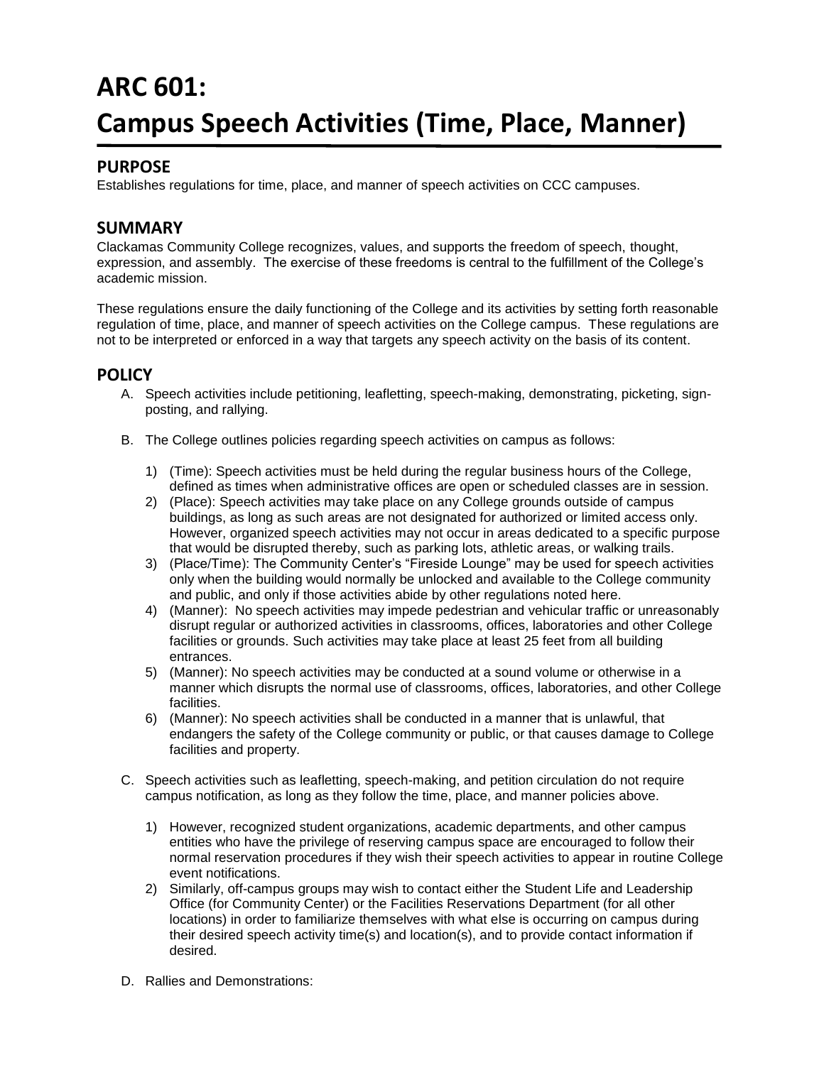# ARC 601:
# Campus Speech Activities (Time, Place, Manner)

## PURPOSE

Establishes regulations for time, place, and manner of speech activities on CCC campuses.

## SUMMARY

Clackamas Community College recognizes, values, and supports the freedom of speech, thought, expression, and assembly. The exercise of these freedoms is central to the fulfillment of the College's academic mission.

These regulations ensure the daily functioning of the College and its activities by setting forth reasonable regulation of time, place, and manner of speech activities on the College campus. These regulations are not to be interpreted or enforced in a way that targets any speech activity on the basis of its content.

## POLICY

A. Speech activities include petitioning, leafletting, speech-making, demonstrating, picketing, sign-posting, and rallying.

B. The College outlines policies regarding speech activities on campus as follows:

1) (Time): Speech activities must be held during the regular business hours of the College, defined as times when administrative offices are open or scheduled classes are in session.
2) (Place): Speech activities may take place on any College grounds outside of campus buildings, as long as such areas are not designated for authorized or limited access only. However, organized speech activities may not occur in areas dedicated to a specific purpose that would be disrupted thereby, such as parking lots, athletic areas, or walking trails.
3) (Place/Time): The Community Center's "Fireside Lounge" may be used for speech activities only when the building would normally be unlocked and available to the College community and public, and only if those activities abide by other regulations noted here.
4) (Manner): No speech activities may impede pedestrian and vehicular traffic or unreasonably disrupt regular or authorized activities in classrooms, offices, laboratories and other College facilities or grounds. Such activities may take place at least 25 feet from all building entrances.
5) (Manner): No speech activities may be conducted at a sound volume or otherwise in a manner which disrupts the normal use of classrooms, offices, laboratories, and other College facilities.
6) (Manner): No speech activities shall be conducted in a manner that is unlawful, that endangers the safety of the College community or public, or that causes damage to College facilities and property.

C. Speech activities such as leafletting, speech-making, and petition circulation do not require campus notification, as long as they follow the time, place, and manner policies above.

1) However, recognized student organizations, academic departments, and other campus entities who have the privilege of reserving campus space are encouraged to follow their normal reservation procedures if they wish their speech activities to appear in routine College event notifications.
2) Similarly, off-campus groups may wish to contact either the Student Life and Leadership Office (for Community Center) or the Facilities Reservations Department (for all other locations) in order to familiarize themselves with what else is occurring on campus during their desired speech activity time(s) and location(s), and to provide contact information if desired.

D. Rallies and Demonstrations: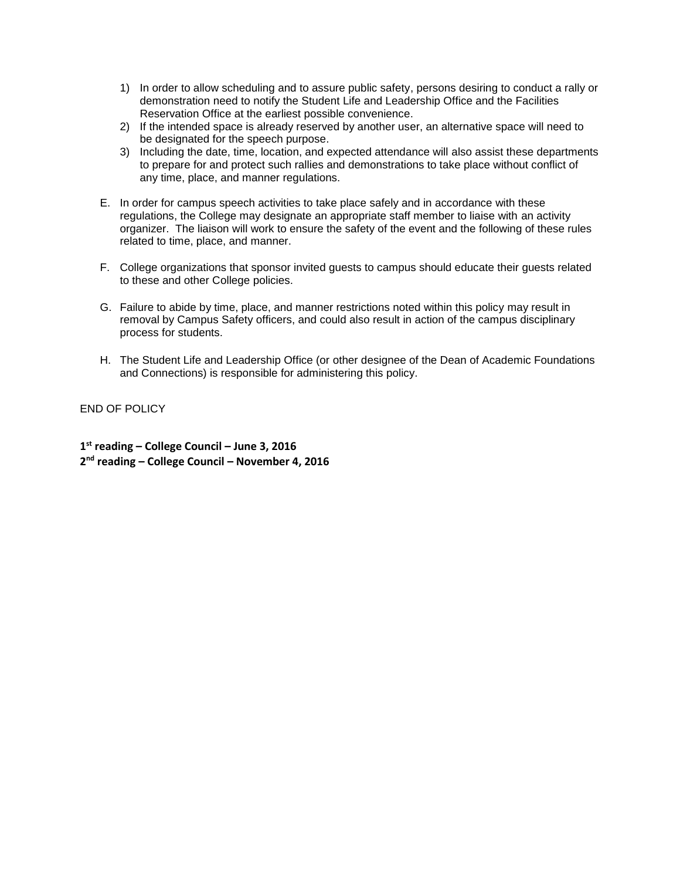1) In order to allow scheduling and to assure public safety, persons desiring to conduct a rally or demonstration need to notify the Student Life and Leadership Office and the Facilities Reservation Office at the earliest possible convenience.
2) If the intended space is already reserved by another user, an alternative space will need to be designated for the speech purpose.
3) Including the date, time, location, and expected attendance will also assist these departments to prepare for and protect such rallies and demonstrations to take place without conflict of any time, place, and manner regulations.

E. In order for campus speech activities to take place safely and in accordance with these regulations, the College may designate an appropriate staff member to liaise with an activity organizer. The liaison will work to ensure the safety of the event and the following of these rules related to time, place, and manner.

F. College organizations that sponsor invited guests to campus should educate their guests related to these and other College policies.

G. Failure to abide by time, place, and manner restrictions noted within this policy may result in removal by Campus Safety officers, and could also result in action of the campus disciplinary process for students.

H. The Student Life and Leadership Office (or other designee of the Dean of Academic Foundations and Connections) is responsible for administering this policy.

END OF POLICY

**1st reading – College Council – June 3, 2016**
**2nd reading – College Council – November 4, 2016**